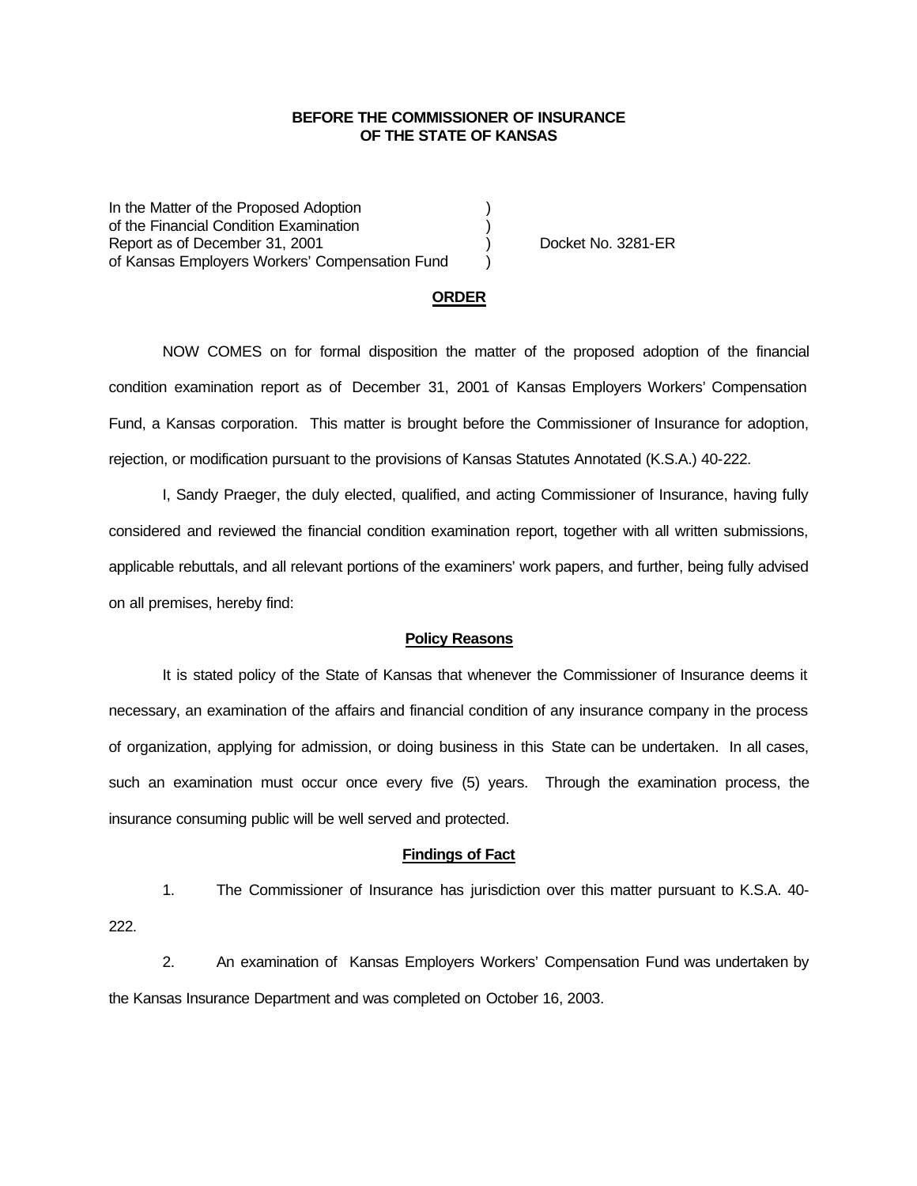**BEFORE THE COMMISSIONER OF INSURANCE**
**OF THE STATE OF KANSAS**

In the Matter of the Proposed Adoption )
of the Financial Condition Examination )
Report as of December 31, 2001 ) Docket No. 3281-ER
of Kansas Employers Workers' Compensation Fund )

## ORDER

NOW COMES on for formal disposition the matter of the proposed adoption of the financial condition examination report as of December 31, 2001 of Kansas Employers Workers' Compensation Fund, a Kansas corporation. This matter is brought before the Commissioner of Insurance for adoption, rejection, or modification pursuant to the provisions of Kansas Statutes Annotated (K.S.A.) 40-222.

I, Sandy Praeger, the duly elected, qualified, and acting Commissioner of Insurance, having fully considered and reviewed the financial condition examination report, together with all written submissions, applicable rebuttals, and all relevant portions of the examiners' work papers, and further, being fully advised on all premises, hereby find:

### Policy Reasons

It is stated policy of the State of Kansas that whenever the Commissioner of Insurance deems it necessary, an examination of the affairs and financial condition of any insurance company in the process of organization, applying for admission, or doing business in this State can be undertaken. In all cases, such an examination must occur once every five (5) years. Through the examination process, the insurance consuming public will be well served and protected.

### Findings of Fact

1. The Commissioner of Insurance has jurisdiction over this matter pursuant to K.S.A. 40-222.

2. An examination of Kansas Employers Workers' Compensation Fund was undertaken by the Kansas Insurance Department and was completed on October 16, 2003.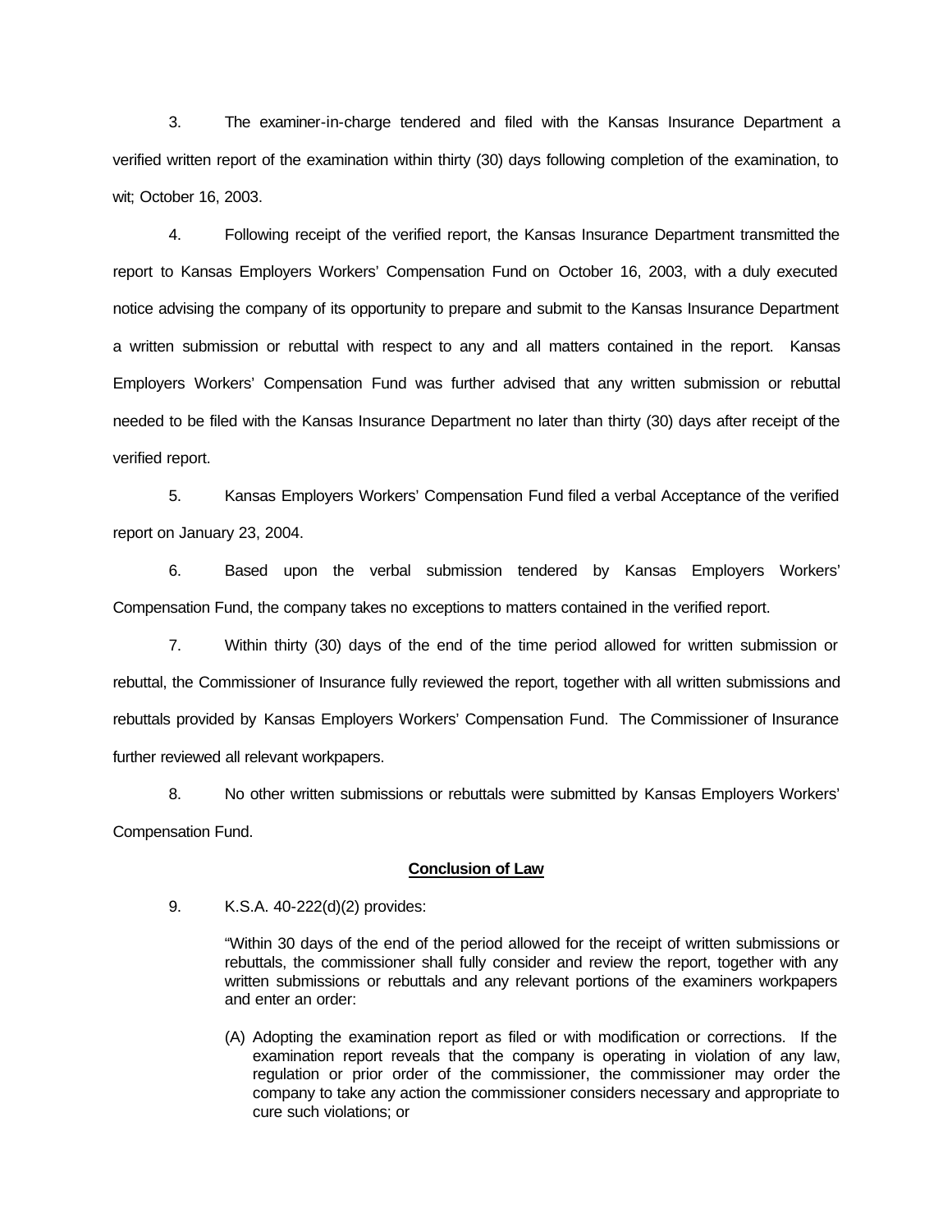3. The examiner-in-charge tendered and filed with the Kansas Insurance Department a verified written report of the examination within thirty (30) days following completion of the examination, to wit; October 16, 2003.

4. Following receipt of the verified report, the Kansas Insurance Department transmitted the report to Kansas Employers Workers' Compensation Fund on October 16, 2003, with a duly executed notice advising the company of its opportunity to prepare and submit to the Kansas Insurance Department a written submission or rebuttal with respect to any and all matters contained in the report. Kansas Employers Workers' Compensation Fund was further advised that any written submission or rebuttal needed to be filed with the Kansas Insurance Department no later than thirty (30) days after receipt of the verified report.

5. Kansas Employers Workers' Compensation Fund filed a verbal Acceptance of the verified report on January 23, 2004.

6. Based upon the verbal submission tendered by Kansas Employers Workers' Compensation Fund, the company takes no exceptions to matters contained in the verified report.

7. Within thirty (30) days of the end of the time period allowed for written submission or rebuttal, the Commissioner of Insurance fully reviewed the report, together with all written submissions and rebuttals provided by Kansas Employers Workers' Compensation Fund. The Commissioner of Insurance further reviewed all relevant workpapers.

8. No other written submissions or rebuttals were submitted by Kansas Employers Workers' Compensation Fund.

**Conclusion of Law**

9. K.S.A. 40-222(d)(2) provides:

> "Within 30 days of the end of the period allowed for the receipt of written submissions or rebuttals, the commissioner shall fully consider and review the report, together with any written submissions or rebuttals and any relevant portions of the examiners workpapers and enter an order:
>
> (A) Adopting the examination report as filed or with modification or corrections. If the examination report reveals that the company is operating in violation of any law, regulation or prior order of the commissioner, the commissioner may order the company to take any action the commissioner considers necessary and appropriate to cure such violations; or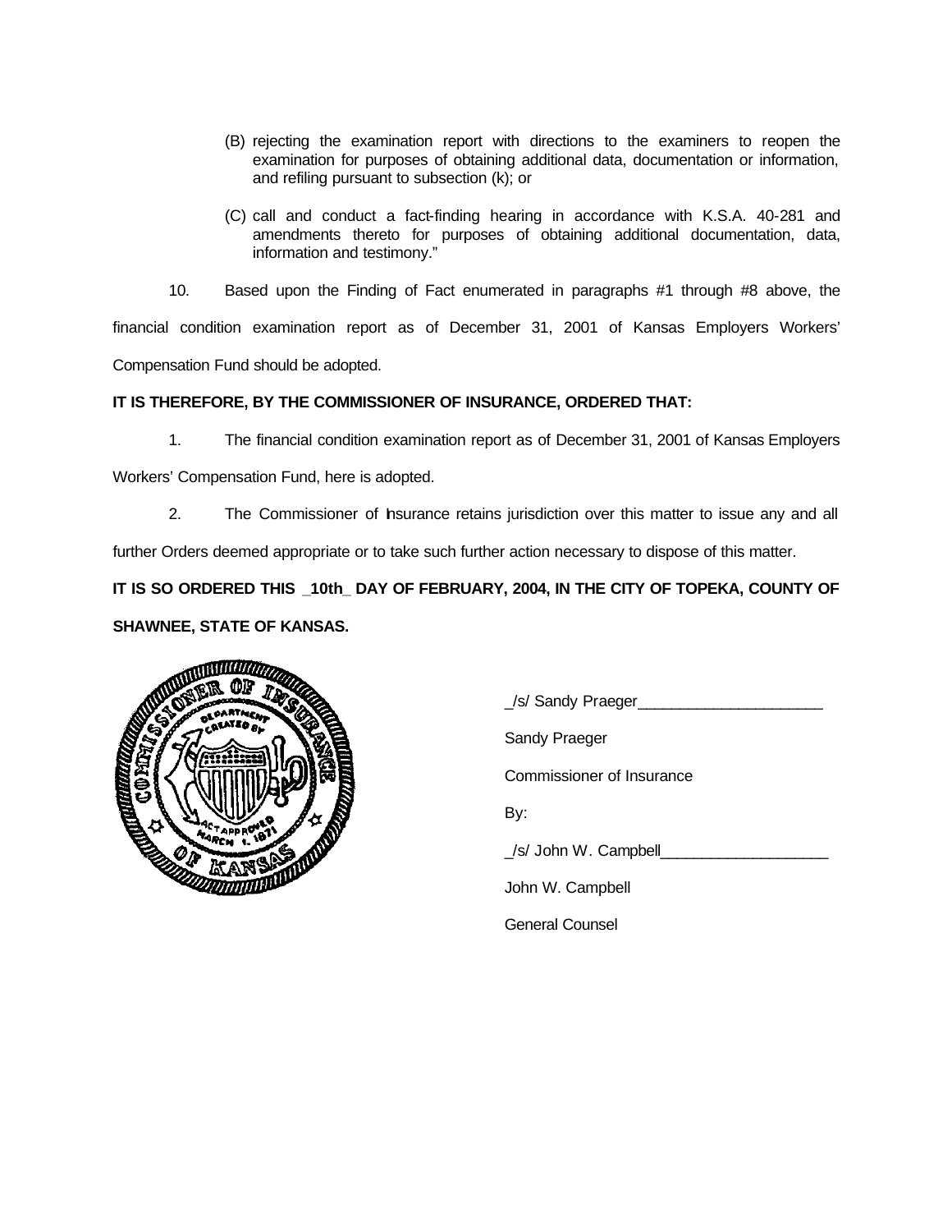(B) rejecting the examination report with directions to the examiners to reopen the examination for purposes of obtaining additional data, documentation or information, and refiling pursuant to subsection (k); or

(C) call and conduct a fact-finding hearing in accordance with K.S.A. 40-281 and amendments thereto for purposes of obtaining additional documentation, data, information and testimony."

10. Based upon the Finding of Fact enumerated in paragraphs #1 through #8 above, the financial condition examination report as of December 31, 2001 of Kansas Employers Workers' Compensation Fund should be adopted.

**IT IS THEREFORE, BY THE COMMISSIONER OF INSURANCE, ORDERED THAT:**

1. The financial condition examination report as of December 31, 2001 of Kansas Employers Workers' Compensation Fund, here is adopted.

2. The Commissioner of Insurance retains jurisdiction over this matter to issue any and all further Orders deemed appropriate or to take such further action necessary to dispose of this matter.

**IT IS SO ORDERED THIS _10th_ DAY OF FEBRUARY, 2004, IN THE CITY OF TOPEKA, COUNTY OF SHAWNEE, STATE OF KANSAS.**

_/s/ Sandy Praeger_____________________

Sandy Praeger

Commissioner of Insurance

By:

_/s/ John W. Campbell___________________

John W. Campbell

General Counsel